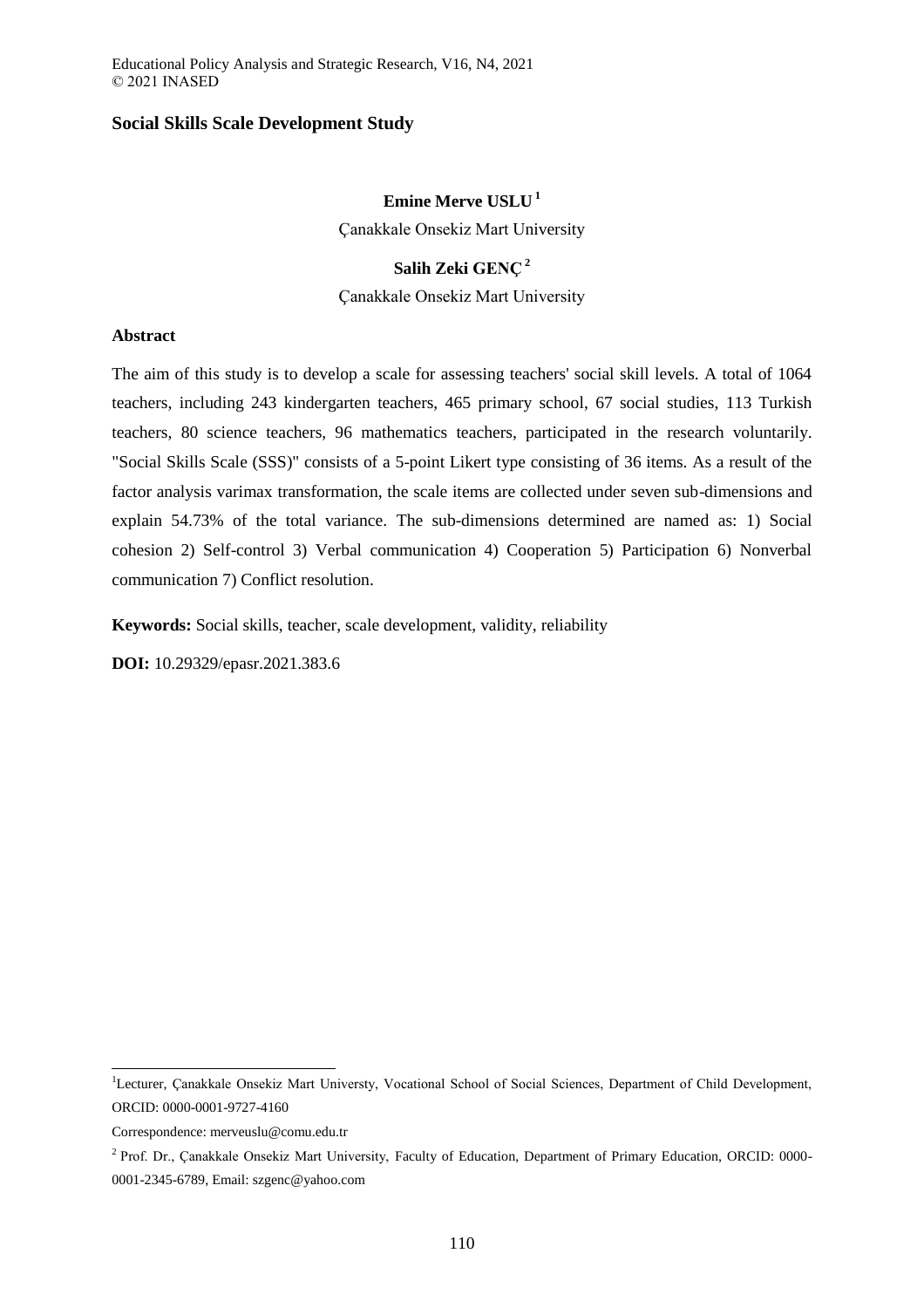# Social Skills Scale Development Study

**Emine Merve USLU** [1]

Çanakkale Onsekiz Mart University

**Salih Zeki GENÇ** [2]

Çanakkale Onsekiz Mart University

## Abstract

The aim of this study is to develop a scale for assessing teachers' social skill levels. A total of 1064 teachers, including 243 kindergarten teachers, 465 primary school, 67 social studies, 113 Turkish teachers, 80 science teachers, 96 mathematics teachers, participated in the research voluntarily. "Social Skills Scale (SSS)" consists of a 5-point Likert type consisting of 36 items. As a result of the factor analysis varimax transformation, the scale items are collected under seven sub-dimensions and explain 54.73% of the total variance. The sub-dimensions determined are named as: 1) Social cohesion 2) Self-control 3) Verbal communication 4) Cooperation 5) Participation 6) Nonverbal communication 7) Conflict resolution.

**Keywords:** Social skills, teacher, scale development, validity, reliability

**DOI:** 10.29329/epasr.2021.383.6

---

[1] Lecturer, Çanakkale Onsekiz Mart Universty, Vocational School of Social Sciences, Department of Child Development, ORCID: 0000-0001-9727-4160

Correspondence: merveuslu@comu.edu.tr

[2] Prof. Dr., Çanakkale Onsekiz Mart University, Faculty of Education, Department of Primary Education, ORCID: 0000-0001-2345-6789, Email: szgenc@yahoo.com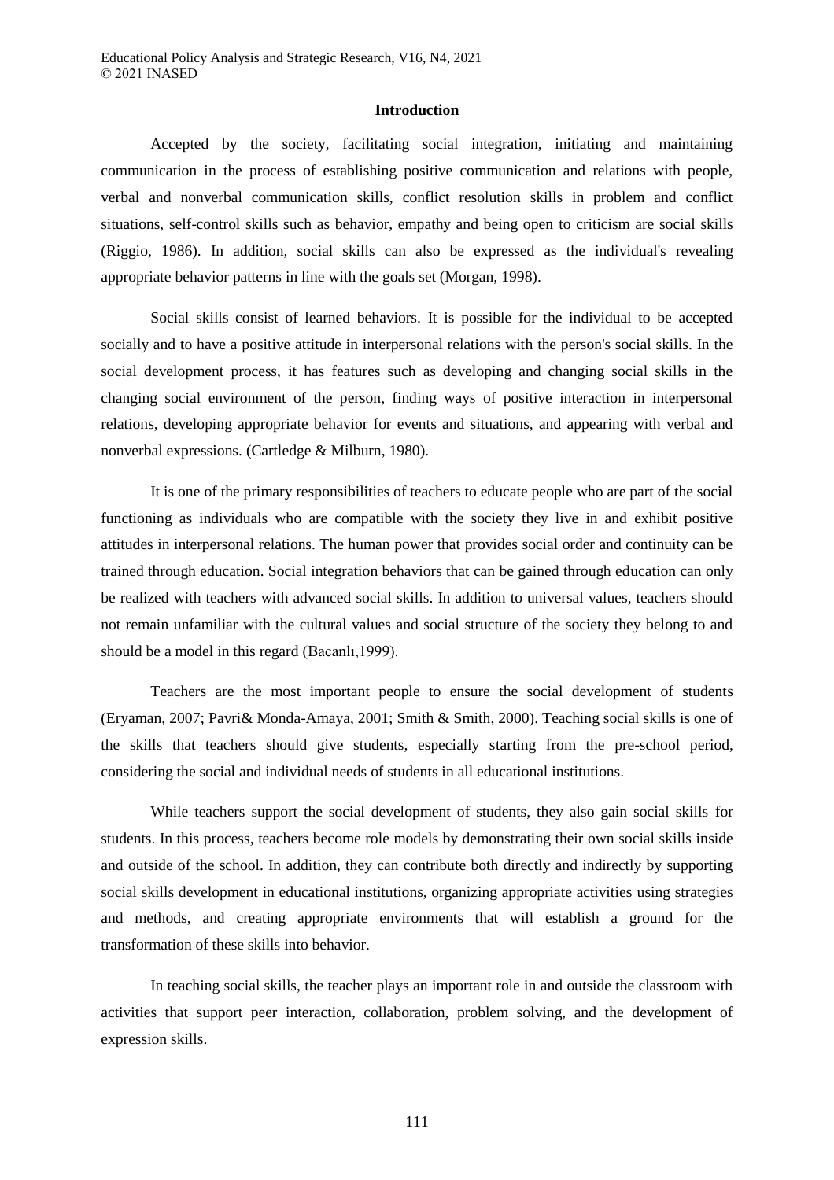## Introduction

Accepted by the society, facilitating social integration, initiating and maintaining communication in the process of establishing positive communication and relations with people, verbal and nonverbal communication skills, conflict resolution skills in problem and conflict situations, self-control skills such as behavior, empathy and being open to criticism are social skills (Riggio, 1986). In addition, social skills can also be expressed as the individual's revealing appropriate behavior patterns in line with the goals set (Morgan, 1998).

Social skills consist of learned behaviors. It is possible for the individual to be accepted socially and to have a positive attitude in interpersonal relations with the person's social skills. In the social development process, it has features such as developing and changing social skills in the changing social environment of the person, finding ways of positive interaction in interpersonal relations, developing appropriate behavior for events and situations, and appearing with verbal and nonverbal expressions. (Cartledge & Milburn, 1980).

It is one of the primary responsibilities of teachers to educate people who are part of the social functioning as individuals who are compatible with the society they live in and exhibit positive attitudes in interpersonal relations. The human power that provides social order and continuity can be trained through education. Social integration behaviors that can be gained through education can only be realized with teachers with advanced social skills. In addition to universal values, teachers should not remain unfamiliar with the cultural values and social structure of the society they belong to and should be a model in this regard (Bacanlı,1999).

Teachers are the most important people to ensure the social development of students (Eryaman, 2007; Pavri& Monda-Amaya, 2001; Smith & Smith, 2000). Teaching social skills is one of the skills that teachers should give students, especially starting from the pre-school period, considering the social and individual needs of students in all educational institutions.

While teachers support the social development of students, they also gain social skills for students. In this process, teachers become role models by demonstrating their own social skills inside and outside of the school. In addition, they can contribute both directly and indirectly by supporting social skills development in educational institutions, organizing appropriate activities using strategies and methods, and creating appropriate environments that will establish a ground for the transformation of these skills into behavior.

In teaching social skills, the teacher plays an important role in and outside the classroom with activities that support peer interaction, collaboration, problem solving, and the development of expression skills.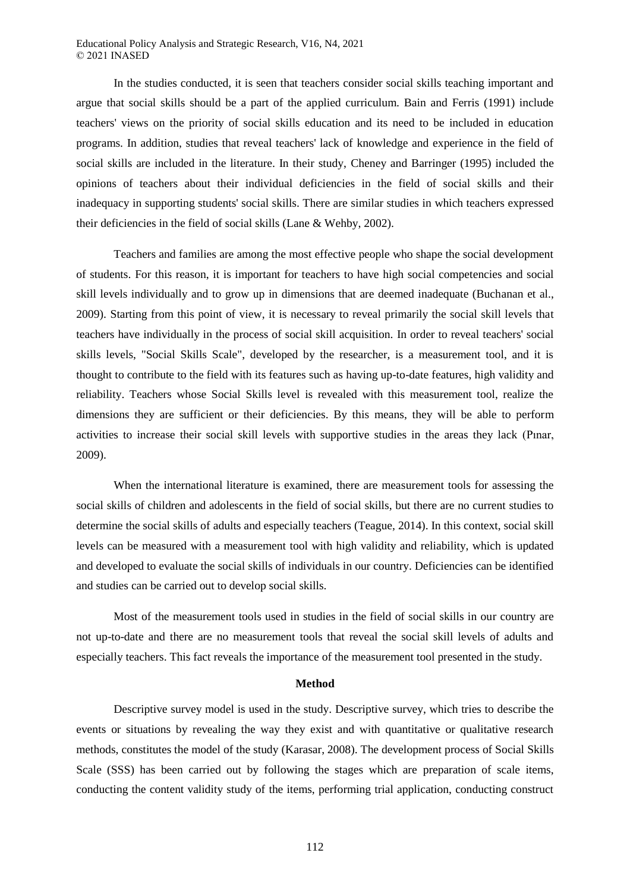In the studies conducted, it is seen that teachers consider social skills teaching important and argue that social skills should be a part of the applied curriculum. Bain and Ferris (1991) include teachers' views on the priority of social skills education and its need to be included in education programs. In addition, studies that reveal teachers' lack of knowledge and experience in the field of social skills are included in the literature. In their study, Cheney and Barringer (1995) included the opinions of teachers about their individual deficiencies in the field of social skills and their inadequacy in supporting students' social skills. There are similar studies in which teachers expressed their deficiencies in the field of social skills (Lane & Wehby, 2002).

Teachers and families are among the most effective people who shape the social development of students. For this reason, it is important for teachers to have high social competencies and social skill levels individually and to grow up in dimensions that are deemed inadequate (Buchanan et al., 2009). Starting from this point of view, it is necessary to reveal primarily the social skill levels that teachers have individually in the process of social skill acquisition. In order to reveal teachers' social skills levels, "Social Skills Scale", developed by the researcher, is a measurement tool, and it is thought to contribute to the field with its features such as having up-to-date features, high validity and reliability. Teachers whose Social Skills level is revealed with this measurement tool, realize the dimensions they are sufficient or their deficiencies. By this means, they will be able to perform activities to increase their social skill levels with supportive studies in the areas they lack (Pınar, 2009).

When the international literature is examined, there are measurement tools for assessing the social skills of children and adolescents in the field of social skills, but there are no current studies to determine the social skills of adults and especially teachers (Teague, 2014). In this context, social skill levels can be measured with a measurement tool with high validity and reliability, which is updated and developed to evaluate the social skills of individuals in our country. Deficiencies can be identified and studies can be carried out to develop social skills.

Most of the measurement tools used in studies in the field of social skills in our country are not up-to-date and there are no measurement tools that reveal the social skill levels of adults and especially teachers. This fact reveals the importance of the measurement tool presented in the study.

## Method

Descriptive survey model is used in the study. Descriptive survey, which tries to describe the events or situations by revealing the way they exist and with quantitative or qualitative research methods, constitutes the model of the study (Karasar, 2008). The development process of Social Skills Scale (SSS) has been carried out by following the stages which are preparation of scale items, conducting the content validity study of the items, performing trial application, conducting construct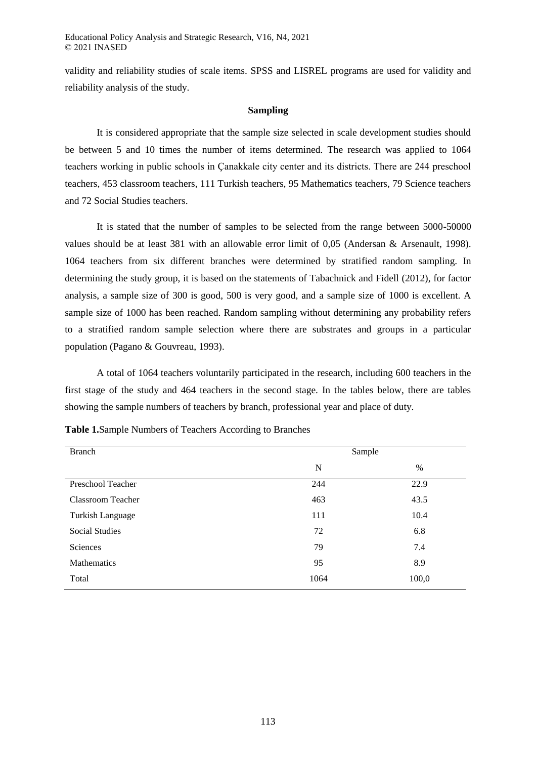validity and reliability studies of scale items. SPSS and LISREL programs are used for validity and reliability analysis of the study.

### Sampling

It is considered appropriate that the sample size selected in scale development studies should be between 5 and 10 times the number of items determined. The research was applied to 1064 teachers working in public schools in Çanakkale city center and its districts. There are 244 preschool teachers, 453 classroom teachers, 111 Turkish teachers, 95 Mathematics teachers, 79 Science teachers and 72 Social Studies teachers.

It is stated that the number of samples to be selected from the range between 5000-50000 values should be at least 381 with an allowable error limit of 0,05 (Andersan & Arsenault, 1998). 1064 teachers from six different branches were determined by stratified random sampling. In determining the study group, it is based on the statements of Tabachnick and Fidell (2012), for factor analysis, a sample size of 300 is good, 500 is very good, and a sample size of 1000 is excellent. A sample size of 1000 has been reached. Random sampling without determining any probability refers to a stratified random sample selection where there are substrates and groups in a particular population (Pagano & Gouvreau, 1993).

A total of 1064 teachers voluntarily participated in the research, including 600 teachers in the first stage of the study and 464 teachers in the second stage. In the tables below, there are tables showing the sample numbers of teachers by branch, professional year and place of duty.

**Table 1.**Sample Numbers of Teachers According to Branches

| Branch | Sample | |
|---|---|---|
| | N | % |
| Preschool Teacher | 244 | 22.9 |
| Classroom Teacher | 463 | 43.5 |
| Turkish Language | 111 | 10.4 |
| Social Studies | 72 | 6.8 |
| Sciences | 79 | 7.4 |
| Mathematics | 95 | 8.9 |
| Total | 1064 | 100,0 |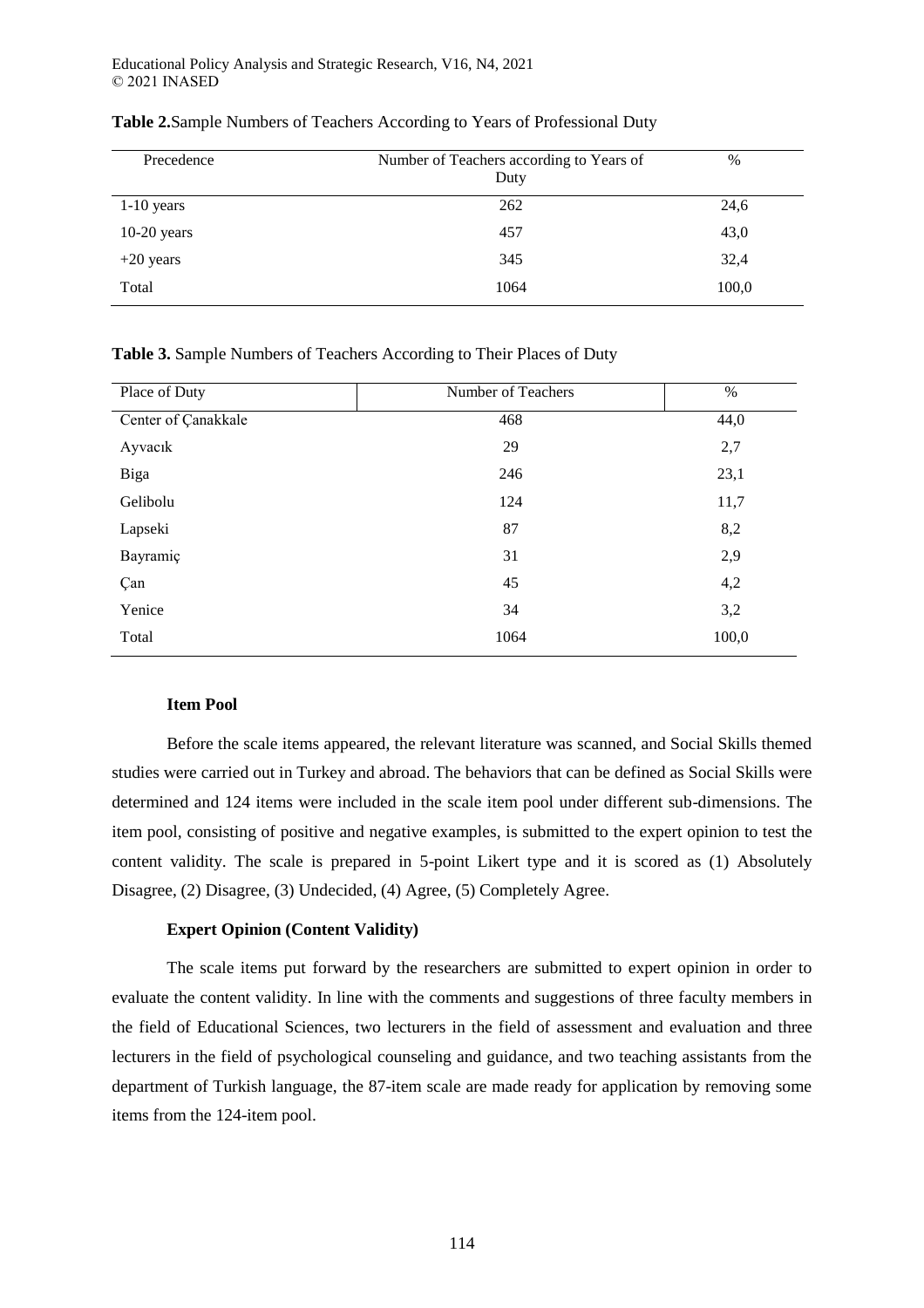**Table 2.**Sample Numbers of Teachers According to Years of Professional Duty

| Precedence | Number of Teachers according to Years of Duty | % |
|---|---|---|
| 1-10 years | 262 | 24,6 |
| 10-20 years | 457 | 43,0 |
| +20 years | 345 | 32,4 |
| Total | 1064 | 100,0 |

**Table 3.** Sample Numbers of Teachers According to Their Places of Duty

| Place of Duty | Number of Teachers | % |
|---|---|---|
| Center of Çanakkale | 468 | 44,0 |
| Ayvacık | 29 | 2,7 |
| Biga | 246 | 23,1 |
| Gelibolu | 124 | 11,7 |
| Lapseki | 87 | 8,2 |
| Bayramiç | 31 | 2,9 |
| Çan | 45 | 4,2 |
| Yenice | 34 | 3,2 |
| Total | 1064 | 100,0 |

**Item Pool**

Before the scale items appeared, the relevant literature was scanned, and Social Skills themed studies were carried out in Turkey and abroad. The behaviors that can be defined as Social Skills were determined and 124 items were included in the scale item pool under different sub-dimensions. The item pool, consisting of positive and negative examples, is submitted to the expert opinion to test the content validity. The scale is prepared in 5-point Likert type and it is scored as (1) Absolutely Disagree, (2) Disagree, (3) Undecided, (4) Agree, (5) Completely Agree.

**Expert Opinion (Content Validity)**

The scale items put forward by the researchers are submitted to expert opinion in order to evaluate the content validity. In line with the comments and suggestions of three faculty members in the field of Educational Sciences, two lecturers in the field of assessment and evaluation and three lecturers in the field of psychological counseling and guidance, and two teaching assistants from the department of Turkish language, the 87-item scale are made ready for application by removing some items from the 124-item pool.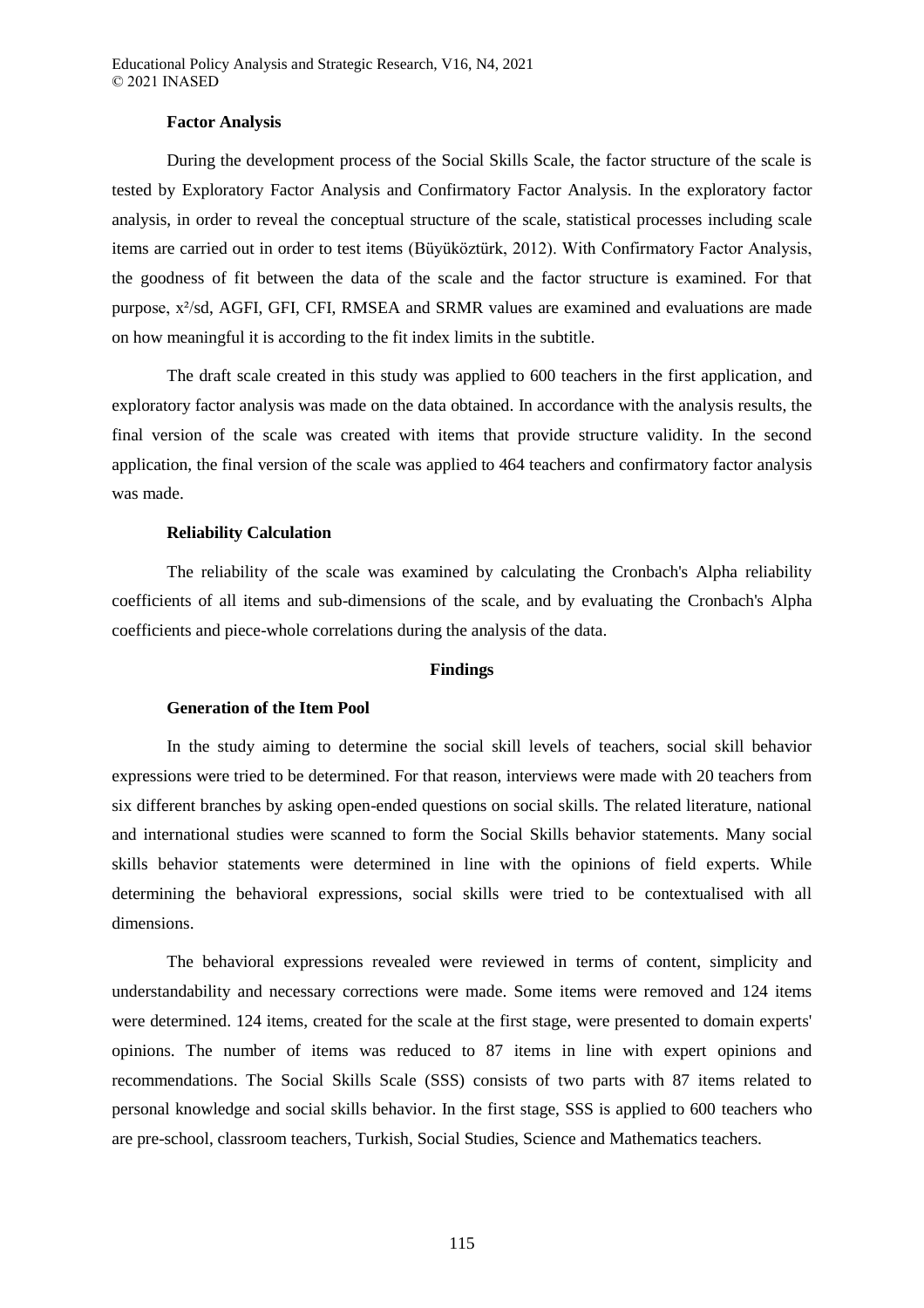**Factor Analysis**

During the development process of the Social Skills Scale, the factor structure of the scale is tested by Exploratory Factor Analysis and Confirmatory Factor Analysis. In the exploratory factor analysis, in order to reveal the conceptual structure of the scale, statistical processes including scale items are carried out in order to test items (Büyüköztürk, 2012). With Confirmatory Factor Analysis, the goodness of fit between the data of the scale and the factor structure is examined. For that purpose, $x^2$/sd, AGFI, GFI, CFI, RMSEA and SRMR values are examined and evaluations are made on how meaningful it is according to the fit index limits in the subtitle.

The draft scale created in this study was applied to 600 teachers in the first application, and exploratory factor analysis was made on the data obtained. In accordance with the analysis results, the final version of the scale was created with items that provide structure validity. In the second application, the final version of the scale was applied to 464 teachers and confirmatory factor analysis was made.

**Reliability Calculation**

The reliability of the scale was examined by calculating the Cronbach's Alpha reliability coefficients of all items and sub-dimensions of the scale, and by evaluating the Cronbach's Alpha coefficients and piece-whole correlations during the analysis of the data.

## Findings

**Generation of the Item Pool**

In the study aiming to determine the social skill levels of teachers, social skill behavior expressions were tried to be determined. For that reason, interviews were made with 20 teachers from six different branches by asking open-ended questions on social skills. The related literature, national and international studies were scanned to form the Social Skills behavior statements. Many social skills behavior statements were determined in line with the opinions of field experts. While determining the behavioral expressions, social skills were tried to be contextualised with all dimensions.

The behavioral expressions revealed were reviewed in terms of content, simplicity and understandability and necessary corrections were made. Some items were removed and 124 items were determined. 124 items, created for the scale at the first stage, were presented to domain experts' opinions. The number of items was reduced to 87 items in line with expert opinions and recommendations. The Social Skills Scale (SSS) consists of two parts with 87 items related to personal knowledge and social skills behavior. In the first stage, SSS is applied to 600 teachers who are pre-school, classroom teachers, Turkish, Social Studies, Science and Mathematics teachers.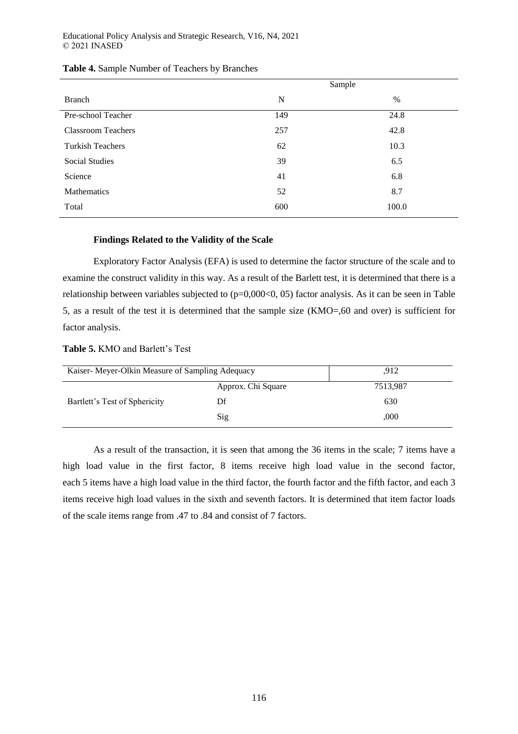**Table 4.** Sample Number of Teachers by Branches

| | Sample | |
|---|---|---|
| Branch | N | % |
| Pre-school Teacher | 149 | 24.8 |
| Classroom Teachers | 257 | 42.8 |
| Turkish Teachers | 62 | 10.3 |
| Social Studies | 39 | 6.5 |
| Science | 41 | 6.8 |
| Mathematics | 52 | 8.7 |
| Total | 600 | 100.0 |

### Findings Related to the Validity of the Scale

Exploratory Factor Analysis (EFA) is used to determine the factor structure of the scale and to examine the construct validity in this way. As a result of the Barlett test, it is determined that there is a relationship between variables subjected to (p=0,000<0, 05) factor analysis. As it can be seen in Table 5, as a result of the test it is determined that the sample size (KMO=,60 and over) is sufficient for factor analysis.

**Table 5.** KMO and Barlett's Test

| Kaiser- Meyer-Olkin Measure of Sampling Adequacy | | ,912 |
|---|---|---|
| Bartlett's Test of Sphericity | Approx. Chi Square | 7513,987 |
| | Df | 630 |
| | Sig | ,000 |

As a result of the transaction, it is seen that among the 36 items in the scale; 7 items have a high load value in the first factor, 8 items receive high load value in the second factor, each 5 items have a high load value in the third factor, the fourth factor and the fifth factor, and each 3 items receive high load values in the sixth and seventh factors. It is determined that item factor loads of the scale items range from .47 to .84 and consist of 7 factors.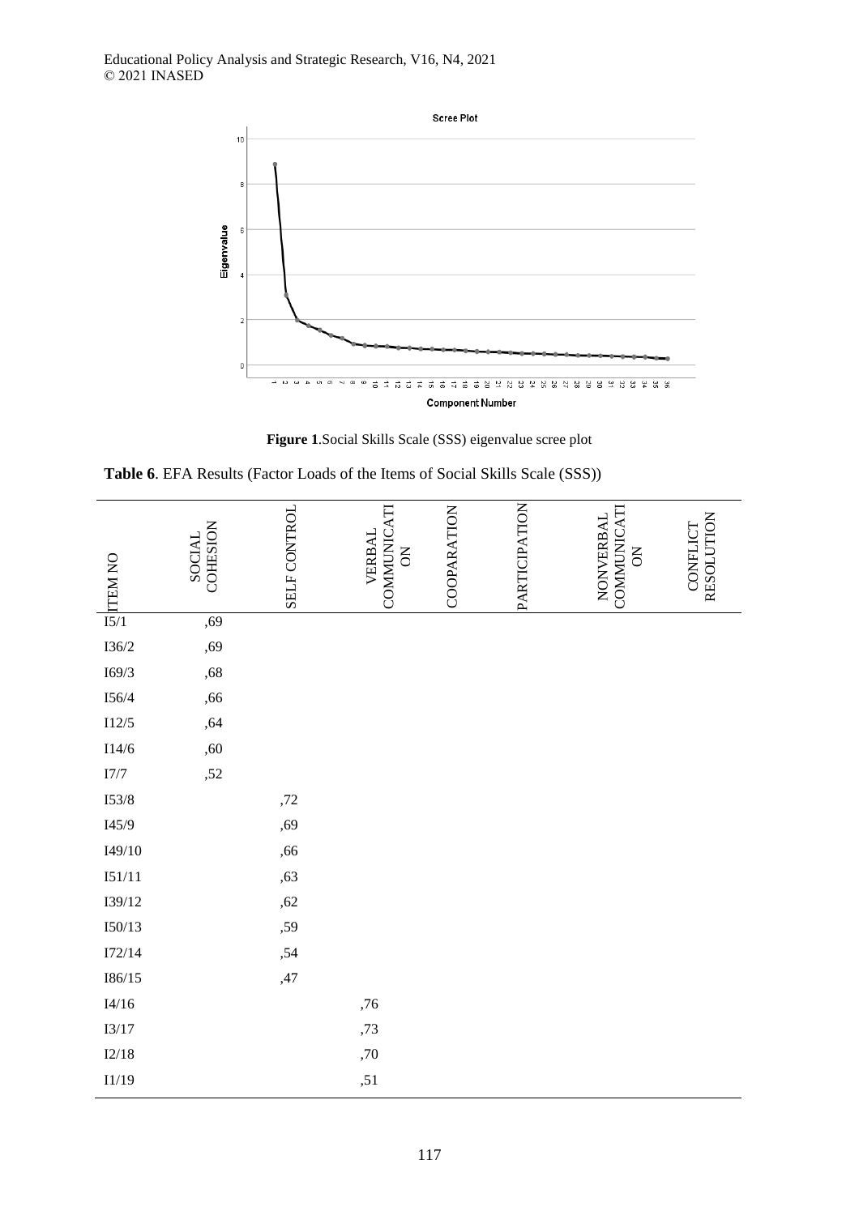Scree Plot

Eigenvalue

10
8
6
4
2
0

1 2 3 4 5 6 7 8 9 10 11 12 13 14 15 16 17 18 19 20 21 22 23 24 25 26 27 28 29 30 31 32 33 34 35 36

Component Number

**Figure 1**.Social Skills Scale (SSS) eigenvalue scree plot

**Table 6**. EFA Results (Factor Loads of the Items of Social Skills Scale (SSS))

| ITEM NO | SOCIAL COHESION | SELF CONTROL | VERBAL COMMUNICATION | COOPARATION | PARTICIPATION | NONVERBAL COMMUNICATION | CONFLICT RESOLUTION |
|---|---|---|---|---|---|---|---|
| I5/1 | ,69 | | | | | | |
| I36/2 | ,69 | | | | | | |
| I69/3 | ,68 | | | | | | |
| I56/4 | ,66 | | | | | | |
| I12/5 | ,64 | | | | | | |
| I14/6 | ,60 | | | | | | |
| I7/7 | ,52 | | | | | | |
| I53/8 | | ,72 | | | | | |
| I45/9 | | ,69 | | | | | |
| I49/10 | | ,66 | | | | | |
| I51/11 | | ,63 | | | | | |
| I39/12 | | ,62 | | | | | |
| I50/13 | | ,59 | | | | | |
| I72/14 | | ,54 | | | | | |
| I86/15 | | ,47 | | | | | |
| I4/16 | | | ,76 | | | | |
| I3/17 | | | ,73 | | | | |
| I2/18 | | | ,70 | | | | |
| I1/19 | | | ,51 | | | | |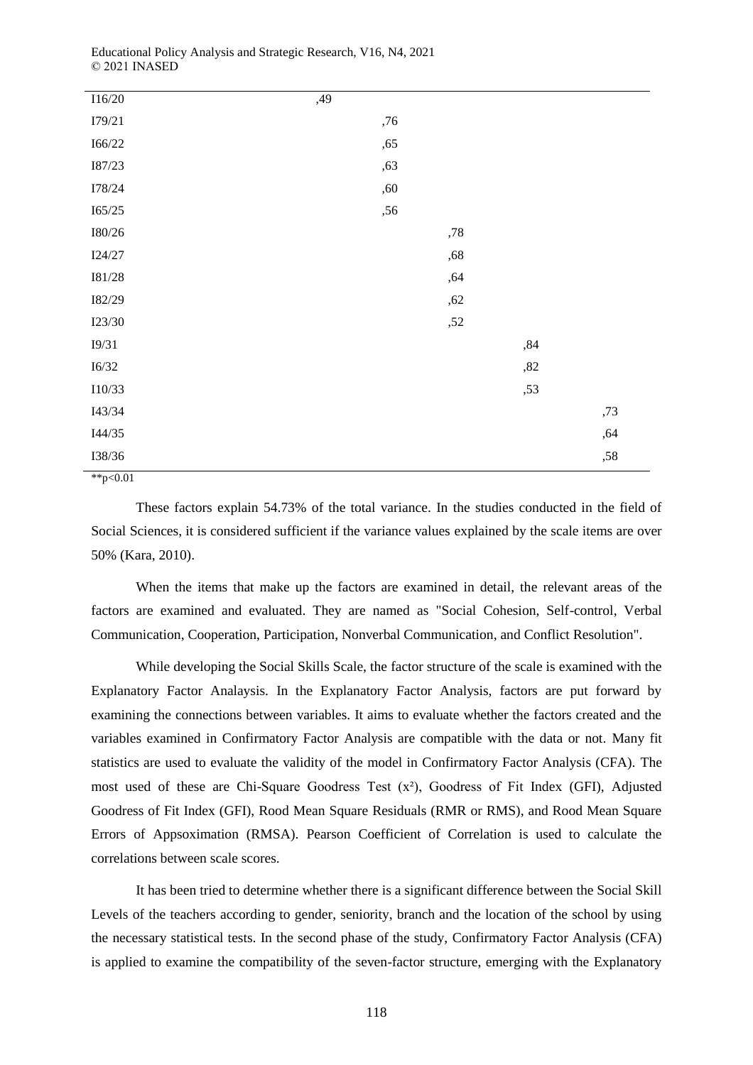| | | | | | | | |
|---|---|---|---|---|---|---|---|
| I16/20 | | | ,49 | | | | |
| I79/21 | | | | ,76 | | | |
| I66/22 | | | | ,65 | | | |
| I87/23 | | | | ,63 | | | |
| I78/24 | | | | ,60 | | | |
| I65/25 | | | | ,56 | | | |
| I80/26 | | | | | ,78 | | |
| I24/27 | | | | | ,68 | | |
| I81/28 | | | | | ,64 | | |
| I82/29 | | | | | ,62 | | |
| I23/30 | | | | | ,52 | | |
| I9/31 | | | | | | ,84 | |
| I6/32 | | | | | | ,82 | |
| I10/33 | | | | | | ,53 | |
| I43/34 | | | | | | | ,73 |
| I44/35 | | | | | | | ,64 |
| I38/36 | | | | | | | ,58 |

**p<0.01

These factors explain 54.73% of the total variance. In the studies conducted in the field of Social Sciences, it is considered sufficient if the variance values explained by the scale items are over 50% (Kara, 2010).

When the items that make up the factors are examined in detail, the relevant areas of the factors are examined and evaluated. They are named as "Social Cohesion, Self-control, Verbal Communication, Cooperation, Participation, Nonverbal Communication, and Conflict Resolution".

While developing the Social Skills Scale, the factor structure of the scale is examined with the Explanatory Factor Analaysis. In the Explanatory Factor Analysis, factors are put forward by examining the connections between variables. It aims to evaluate whether the factors created and the variables examined in Confirmatory Factor Analysis are compatible with the data or not. Many fit statistics are used to evaluate the validity of the model in Confirmatory Factor Analysis (CFA). The most used of these are Chi-Square Goodress Test ($x^2$), Goodress of Fit Index (GFI), Adjusted Goodress of Fit Index (GFI), Rood Mean Square Residuals (RMR or RMS), and Rood Mean Square Errors of Appsoximation (RMSA). Pearson Coefficient of Correlation is used to calculate the correlations between scale scores.

It has been tried to determine whether there is a significant difference between the Social Skill Levels of the teachers according to gender, seniority, branch and the location of the school by using the necessary statistical tests. In the second phase of the study, Confirmatory Factor Analysis (CFA) is applied to examine the compatibility of the seven-factor structure, emerging with the Explanatory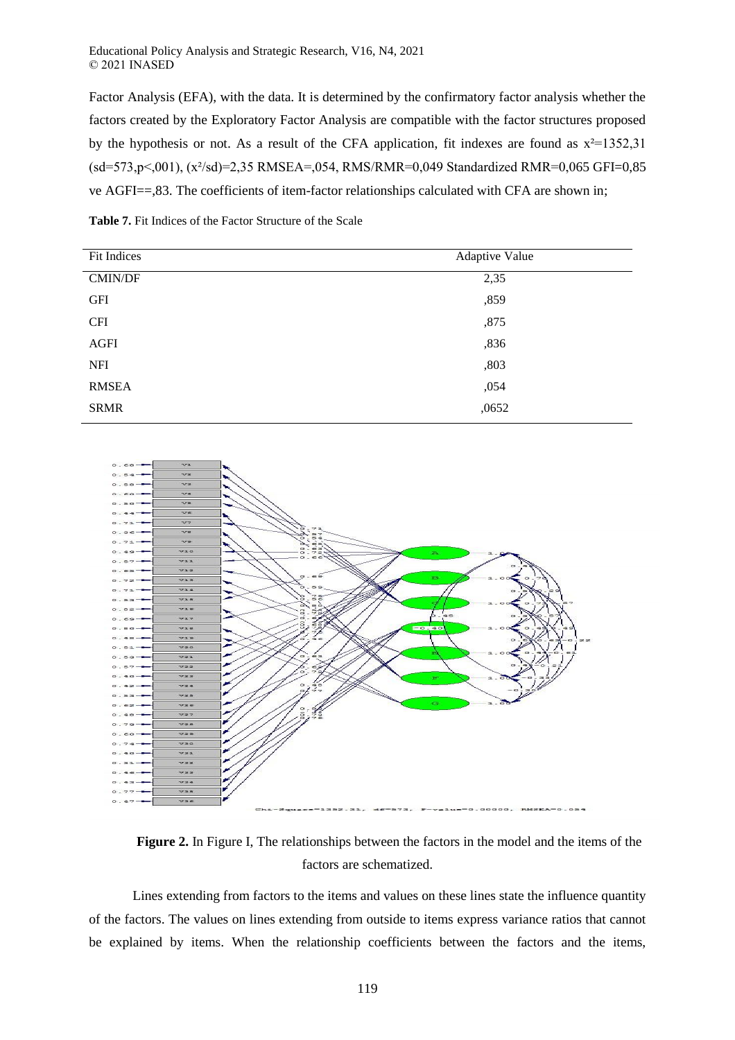Factor Analysis (EFA), with the data. It is determined by the confirmatory factor analysis whether the factors created by the Exploratory Factor Analysis are compatible with the factor structures proposed by the hypothesis or not. As a result of the CFA application, fit indexes are found as $x^2$=1352,31 (sd=573,p<,001), ($x^2$/sd)=2,35 RMSEA=,054, RMS/RMR=0,049 Standardized RMR=0,065 GFI=0,85 ve AGFI==,83. The coefficients of item-factor relationships calculated with CFA are shown in;

**Table 7.** Fit Indices of the Factor Structure of the Scale

| Fit Indices | Adaptive Value |
|---|---|
| CMIN/DF | 2,35 |
| GFI | ,859 |
| CFI | ,875 |
| AGFI | ,836 |
| NFI | ,803 |
| RMSEA | ,054 |
| SRMR | ,0652 |

Chi-Square=1352.31, df=573, P-value=0.00000, RMSEA=0.054

**Figure 2.** In Figure I, The relationships between the factors in the model and the items of the factors are schematized.

Lines extending from factors to the items and values on these lines state the influence quantity of the factors. The values on lines extending from outside to items express variance ratios that cannot be explained by items. When the relationship coefficients between the factors and the items,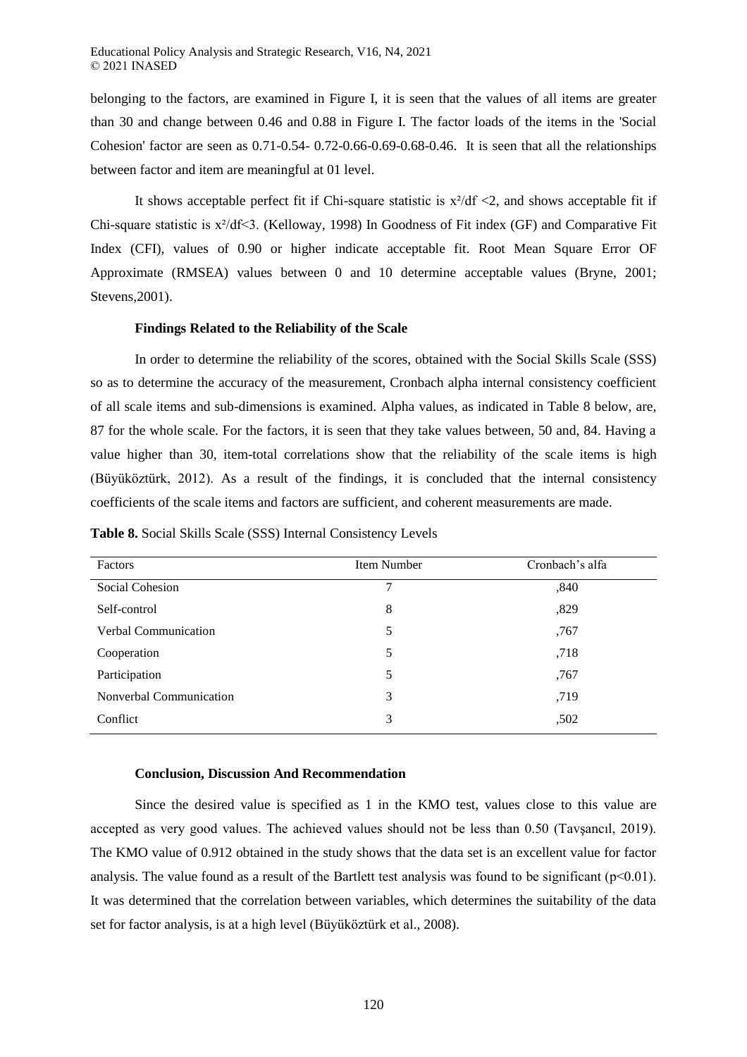belonging to the factors, are examined in Figure I, it is seen that the values of all items are greater than 30 and change between 0.46 and 0.88 in Figure I. The factor loads of the items in the 'Social Cohesion' factor are seen as 0.71-0.54- 0.72-0.66-0.69-0.68-0.46. It is seen that all the relationships between factor and item are meaningful at 01 level.

It shows acceptable perfect fit if Chi-square statistic is $x^2/df < 2$, and shows acceptable fit if Chi-square statistic is $x^2/df < 3$. (Kelloway, 1998) In Goodness of Fit index (GF) and Comparative Fit Index (CFI), values of 0.90 or higher indicate acceptable fit. Root Mean Square Error OF Approximate (RMSEA) values between 0 and 10 determine acceptable values (Bryne, 2001; Stevens,2001).

### Findings Related to the Reliability of the Scale

In order to determine the reliability of the scores, obtained with the Social Skills Scale (SSS) so as to determine the accuracy of the measurement, Cronbach alpha internal consistency coefficient of all scale items and sub-dimensions is examined. Alpha values, as indicated in Table 8 below, are, 87 for the whole scale. For the factors, it is seen that they take values between, 50 and, 84. Having a value higher than 30, item-total correlations show that the reliability of the scale items is high (Büyüköztürk, 2012). As a result of the findings, it is concluded that the internal consistency coefficients of the scale items and factors are sufficient, and coherent measurements are made.

**Table 8.** Social Skills Scale (SSS) Internal Consistency Levels

| Factors | Item Number | Cronbach's alfa |
|---|---|---|
| Social Cohesion | 7 | ,840 |
| Self-control | 8 | ,829 |
| Verbal Communication | 5 | ,767 |
| Cooperation | 5 | ,718 |
| Participation | 5 | ,767 |
| Nonverbal Communication | 3 | ,719 |
| Conflict | 3 | ,502 |

### Conclusion, Discussion And Recommendation

Since the desired value is specified as 1 in the KMO test, values close to this value are accepted as very good values. The achieved values should not be less than 0.50 (Tavşancıl, 2019). The KMO value of 0.912 obtained in the study shows that the data set is an excellent value for factor analysis. The value found as a result of the Bartlett test analysis was found to be significant ($p<0.01$). It was determined that the correlation between variables, which determines the suitability of the data set for factor analysis, is at a high level (Büyüköztürk et al., 2008).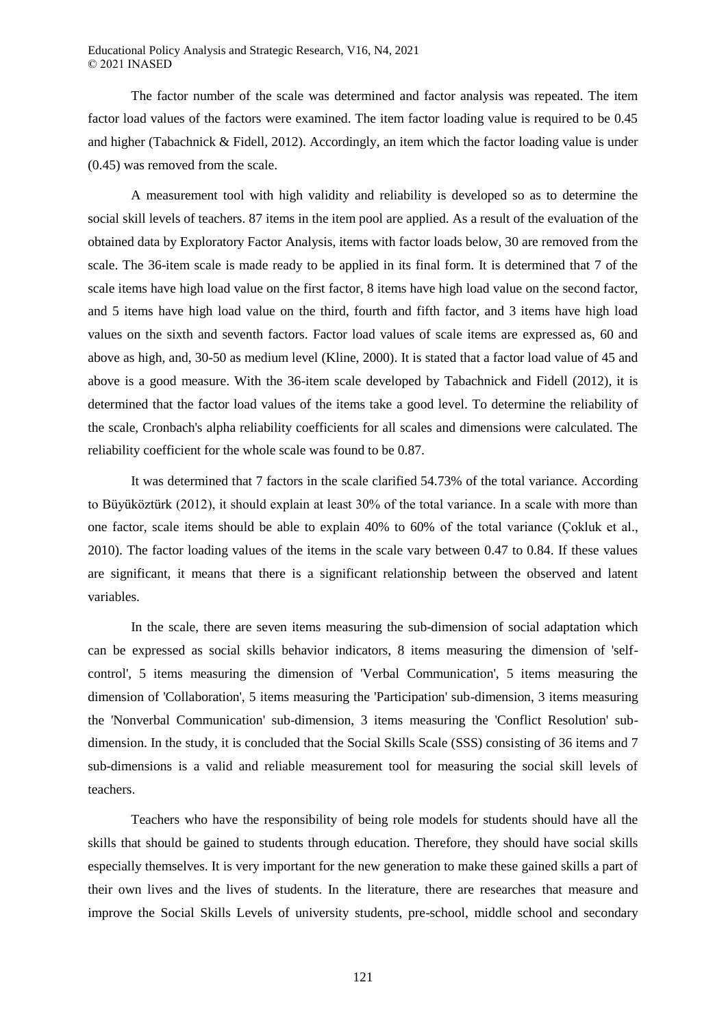The factor number of the scale was determined and factor analysis was repeated. The item factor load values of the factors were examined. The item factor loading value is required to be 0.45 and higher (Tabachnick & Fidell, 2012). Accordingly, an item which the factor loading value is under (0.45) was removed from the scale.

A measurement tool with high validity and reliability is developed so as to determine the social skill levels of teachers. 87 items in the item pool are applied. As a result of the evaluation of the obtained data by Exploratory Factor Analysis, items with factor loads below, 30 are removed from the scale. The 36-item scale is made ready to be applied in its final form. It is determined that 7 of the scale items have high load value on the first factor, 8 items have high load value on the second factor, and 5 items have high load value on the third, fourth and fifth factor, and 3 items have high load values on the sixth and seventh factors. Factor load values of scale items are expressed as, 60 and above as high, and, 30-50 as medium level (Kline, 2000). It is stated that a factor load value of 45 and above is a good measure. With the 36-item scale developed by Tabachnick and Fidell (2012), it is determined that the factor load values of the items take a good level. To determine the reliability of the scale, Cronbach's alpha reliability coefficients for all scales and dimensions were calculated. The reliability coefficient for the whole scale was found to be 0.87.

It was determined that 7 factors in the scale clarified 54.73% of the total variance. According to Büyüköztürk (2012), it should explain at least 30% of the total variance. In a scale with more than one factor, scale items should be able to explain 40% to 60% of the total variance (Çokluk et al., 2010). The factor loading values of the items in the scale vary between 0.47 to 0.84. If these values are significant, it means that there is a significant relationship between the observed and latent variables.

In the scale, there are seven items measuring the sub-dimension of social adaptation which can be expressed as social skills behavior indicators, 8 items measuring the dimension of 'self-control', 5 items measuring the dimension of 'Verbal Communication', 5 items measuring the dimension of 'Collaboration', 5 items measuring the 'Participation' sub-dimension, 3 items measuring the 'Nonverbal Communication' sub-dimension, 3 items measuring the 'Conflict Resolution' sub-dimension. In the study, it is concluded that the Social Skills Scale (SSS) consisting of 36 items and 7 sub-dimensions is a valid and reliable measurement tool for measuring the social skill levels of teachers.

Teachers who have the responsibility of being role models for students should have all the skills that should be gained to students through education. Therefore, they should have social skills especially themselves. It is very important for the new generation to make these gained skills a part of their own lives and the lives of students. In the literature, there are researches that measure and improve the Social Skills Levels of university students, pre-school, middle school and secondary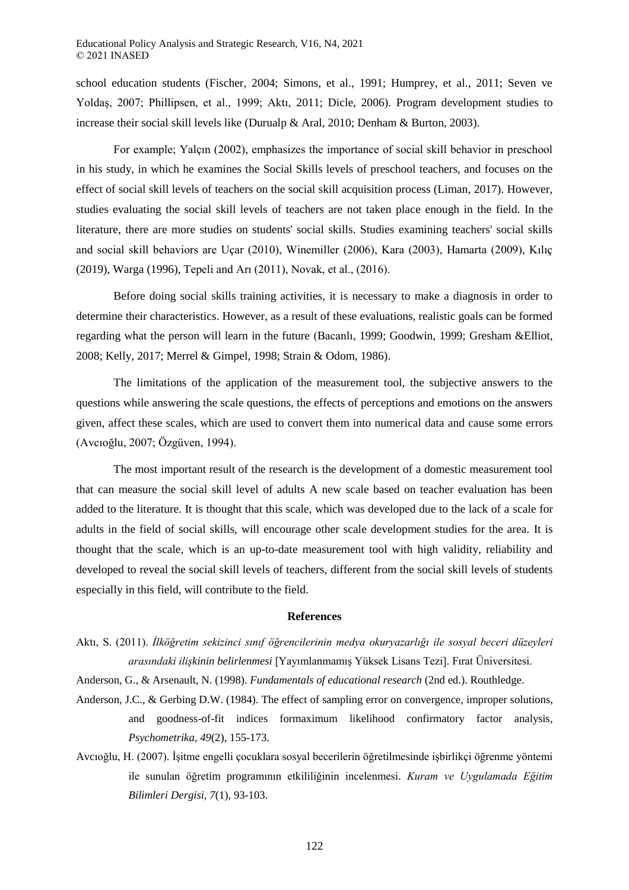school education students (Fischer, 2004; Simons, et al., 1991; Humprey, et al., 2011; Seven ve Yoldaş, 2007; Phillipsen, et al., 1999; Aktı, 2011; Dicle, 2006). Program development studies to increase their social skill levels like (Durualp & Aral, 2010; Denham & Burton, 2003).

For example; Yalçın (2002), emphasizes the importance of social skill behavior in preschool in his study, in which he examines the Social Skills levels of preschool teachers, and focuses on the effect of social skill levels of teachers on the social skill acquisition process (Liman, 2017). However, studies evaluating the social skill levels of teachers are not taken place enough in the field. In the literature, there are more studies on students' social skills. Studies examining teachers' social skills and social skill behaviors are Uçar (2010), Winemiller (2006), Kara (2003), Hamarta (2009), Kılıç (2019), Warga (1996), Tepeli and Arı (2011), Novak, et al., (2016).

Before doing social skills training activities, it is necessary to make a diagnosis in order to determine their characteristics. However, as a result of these evaluations, realistic goals can be formed regarding what the person will learn in the future (Bacanlı, 1999; Goodwin, 1999; Gresham &Elliot, 2008; Kelly, 2017; Merrel & Gimpel, 1998; Strain & Odom, 1986).

The limitations of the application of the measurement tool, the subjective answers to the questions while answering the scale questions, the effects of perceptions and emotions on the answers given, affect these scales, which are used to convert them into numerical data and cause some errors (Avcıoğlu, 2007; Özgüven, 1994).

The most important result of the research is the development of a domestic measurement tool that can measure the social skill level of adults A new scale based on teacher evaluation has been added to the literature. It is thought that this scale, which was developed due to the lack of a scale for adults in the field of social skills, will encourage other scale development studies for the area. It is thought that the scale, which is an up-to-date measurement tool with high validity, reliability and developed to reveal the social skill levels of teachers, different from the social skill levels of students especially in this field, will contribute to the field.

## References

Aktı, S. (2011). *İlköğretim sekizinci sınıf öğrencilerinin medya okuryazarlığı ile sosyal beceri düzeyleri arasındaki ilişkinin belirlenmesi* [Yayımlanmamış Yüksek Lisans Tezi]. Fırat Üniversitesi.

Anderson, G., & Arsenault, N. (1998). *Fundamentals of educational research* (2nd ed.). Routhledge.

Anderson, J.C., & Gerbing D.W. (1984). The effect of sampling error on convergence, improper solutions, and goodness-of-fit indices formaximum likelihood confirmatory factor analysis, *Psychometrika, 49*(2), 155-173.

Avcıoğlu, H. (2007). İşitme engelli çocuklara sosyal becerilerin öğretilmesinde işbirlikçi öğrenme yöntemi ile sunulan öğretim programının etkililiğinin incelenmesi. *Kuram ve Uygulamada Eğitim Bilimleri Dergisi, 7*(1), 93-103.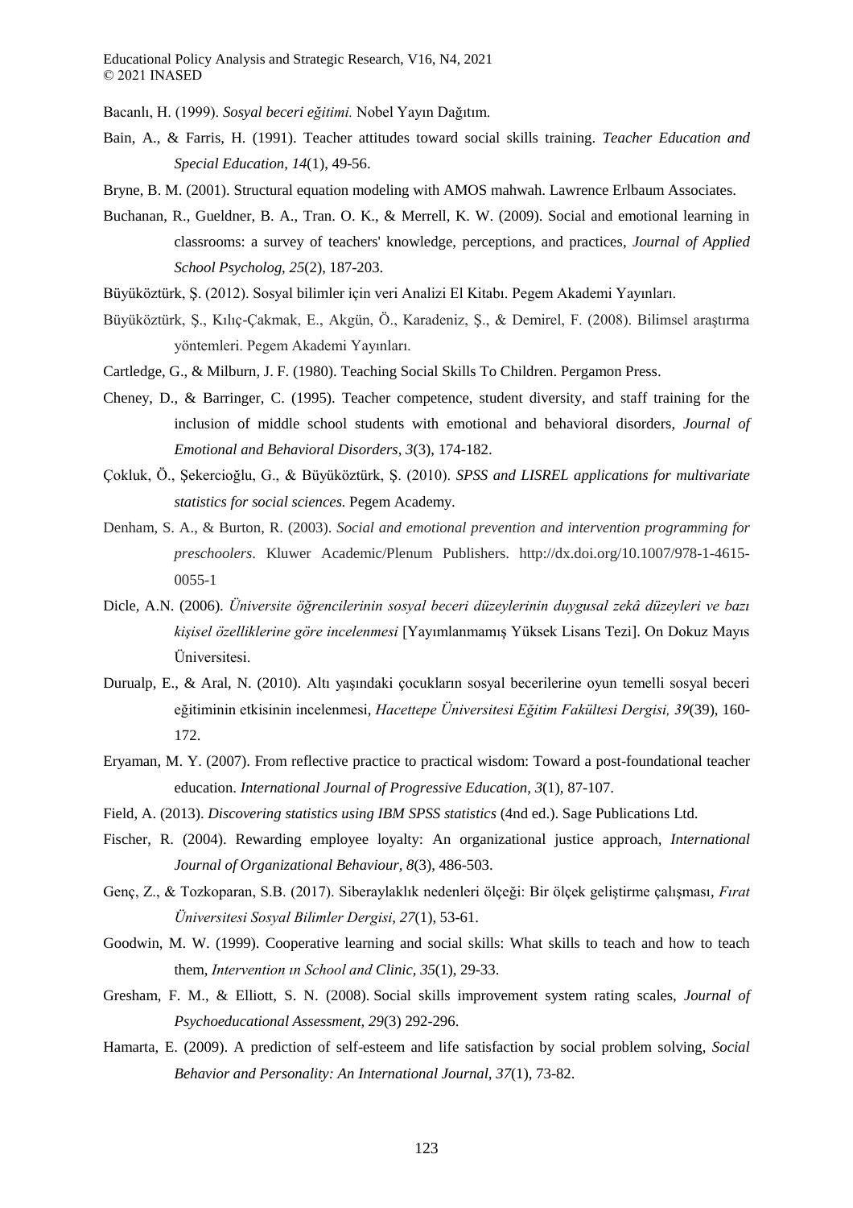Bacanlı, H. (1999). *Sosyal beceri eğitimi.* Nobel Yayın Dağıtım.

Bain, A., & Farris, H. (1991). Teacher attitudes toward social skills training. *Teacher Education and Special Education, 14*(1), 49-56.

Bryne, B. M. (2001). Structural equation modeling with AMOS mahwah. Lawrence Erlbaum Associates.

Buchanan, R., Gueldner, B. A., Tran. O. K., & Merrell, K. W. (2009). Social and emotional learning in classrooms: a survey of teachers' knowledge, perceptions, and practices, *Journal of Applied School Psycholog, 25*(2), 187-203.

Büyüköztürk, Ş. (2012). Sosyal bilimler için veri Analizi El Kitabı. Pegem Akademi Yayınları.

Büyüköztürk, Ş., Kılıç-Çakmak, E., Akgün, Ö., Karadeniz, Ş., & Demirel, F. (2008). Bilimsel araştırma yöntemleri. Pegem Akademi Yayınları.

Cartledge, G., & Milburn, J. F. (1980). Teaching Social Skills To Children. Pergamon Press.

Cheney, D., & Barringer, C. (1995). Teacher competence, student diversity, and staff training for the inclusion of middle school students with emotional and behavioral disorders, *Journal of Emotional and Behavioral Disorders, 3*(3), 174-182.

Çokluk, Ö., Şekercioğlu, G., & Büyüköztürk, Ş. (2010). *SPSS and LISREL applications for multivariate statistics for social sciences.* Pegem Academy.

Denham, S. A., & Burton, R. (2003). *Social and emotional prevention and intervention programming for preschoolers*. Kluwer Academic/Plenum Publishers. http://dx.doi.org/10.1007/978-1-4615-0055-1

Dicle, A.N. (2006). *Üniversite öğrencilerinin sosyal beceri düzeylerinin duygusal zekâ düzeyleri ve bazı kişisel özelliklerine göre incelenmesi* [Yayımlanmamış Yüksek Lisans Tezi]. On Dokuz Mayıs Üniversitesi.

Durualp, E., & Aral, N. (2010). Altı yaşındaki çocukların sosyal becerilerine oyun temelli sosyal beceri eğitiminin etkisinin incelenmesi, *Hacettepe Üniversitesi Eğitim Fakültesi Dergisi, 39*(39), 160-172.

Eryaman, M. Y. (2007). From reflective practice to practical wisdom: Toward a post-foundational teacher education. *International Journal of Progressive Education, 3*(1), 87-107.

Field, A. (2013). *Discovering statistics using IBM SPSS statistics* (4nd ed.). Sage Publications Ltd.

Fischer, R. (2004). Rewarding employee loyalty: An organizational justice approach, *International Journal of Organizational Behaviour, 8*(3), 486-503.

Genç, Z., & Tozkoparan, S.B. (2017). Siberaylaklık nedenleri ölçeği: Bir ölçek geliştirme çalışması, *Fırat Üniversitesi Sosyal Bilimler Dergisi, 27*(1), 53-61.

Goodwin, M. W. (1999). Cooperative learning and social skills: What skills to teach and how to teach them, *Intervention ın School and Clinic, 35*(1), 29-33.

Gresham, F. M., & Elliott, S. N. (2008). Social skills improvement system rating scales, *Journal of Psychoeducational Assessment, 29*(3) 292-296.

Hamarta, E. (2009). A prediction of self-esteem and life satisfaction by social problem solving, *Social Behavior and Personality: An International Journal, 37*(1), 73-82.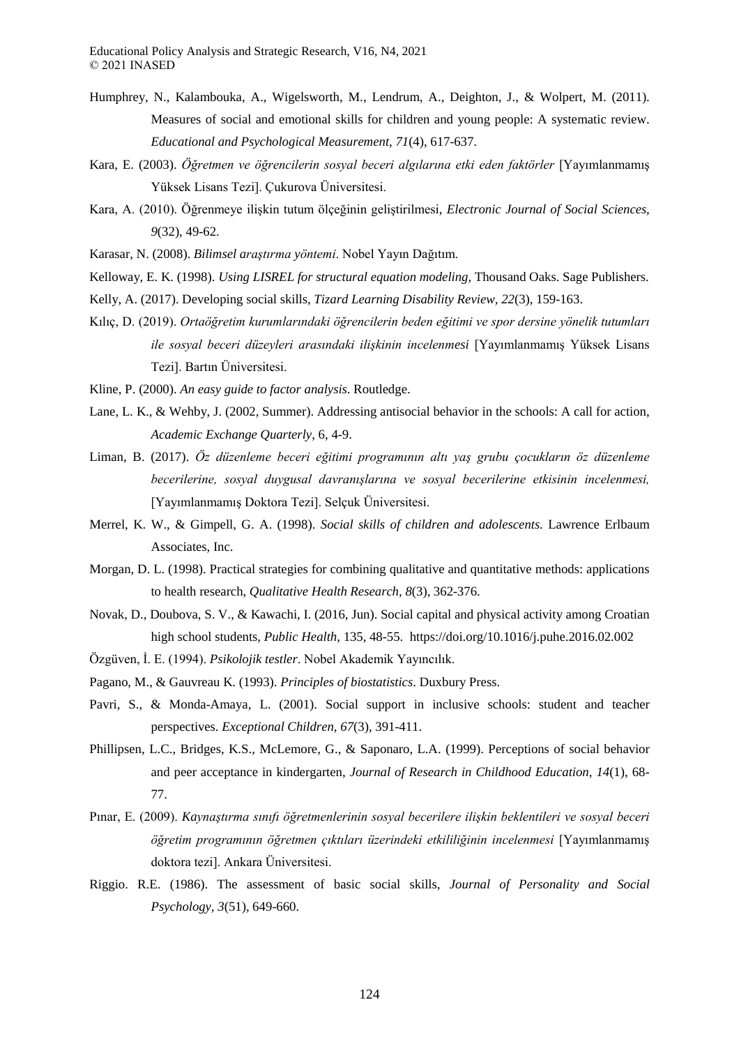Humphrey, N., Kalambouka, A., Wigelsworth, M., Lendrum, A., Deighton, J., & Wolpert, M. (2011). Measures of social and emotional skills for children and young people: A systematic review. *Educational and Psychological Measurement*, *71*(4), 617-637.

Kara, E. (2003). *Öğretmen ve öğrencilerin sosyal beceri algılarına etki eden faktörler* [Yayımlanmamış Yüksek Lisans Tezi]. Çukurova Üniversitesi.

Kara, A. (2010). Öğrenmeye ilişkin tutum ölçeğinin geliştirilmesi, *Electronic Journal of Social Sciences, 9*(32), 49-62.

Karasar, N. (2008). *Bilimsel araştırma yöntemi*. Nobel Yayın Dağıtım.

Kelloway, E. K. (1998). *Using LISREL for structural equation modeling,* Thousand Oaks. Sage Publishers.

Kelly, A. (2017). Developing social skills, *Tizard Learning Disability Review, 22*(3), 159-163.

Kılıç, D. (2019). *Ortaöğretim kurumlarındaki öğrencilerin beden eğitimi ve spor dersine yönelik tutumları ile sosyal beceri düzeyleri arasındaki ilişkinin incelenmesi* [Yayımlanmamış Yüksek Lisans Tezi]. Bartın Üniversitesi.

Kline, P. (2000). *An easy guide to factor analysis*. Routledge.

Lane, L. K., & Wehby, J. (2002, Summer). Addressing antisocial behavior in the schools: A call for action, *Academic Exchange Quarterly*, 6, 4-9.

Liman, B. (2017). *Öz düzenleme beceri eğitimi programının altı yaş grubu çocukların öz düzenleme becerilerine, sosyal duygusal davranışlarına ve sosyal becerilerine etkisinin incelenmesi,* [Yayımlanmamış Doktora Tezi]. Selçuk Üniversitesi.

Merrel, K. W., & Gimpell, G. A. (1998). *Social skills of children and adolescents.* Lawrence Erlbaum Associates, Inc.

Morgan, D. L. (1998). Practical strategies for combining qualitative and quantitative methods: applications to health research, *Qualitative Health Research, 8*(3), 362-376.

Novak, D., Doubova, S. V., & Kawachi, I. (2016, Jun). Social capital and physical activity among Croatian high school students, *Public Health*, 135, 48-55. https://doi.org/10.1016/j.puhe.2016.02.002

Özgüven, İ. E. (1994). *Psikolojik testler*. Nobel Akademik Yayıncılık.

Pagano, M., & Gauvreau K. (1993). *Principles of biostatistics*. Duxbury Press.

Pavri, S., & Monda-Amaya, L. (2001). Social support in inclusive schools: student and teacher perspectives. *Exceptional Children, 67*(3), 391-411.

Phillipsen, L.C., Bridges, K.S., McLemore, G., & Saponaro, L.A. (1999). Perceptions of social behavior and peer acceptance in kindergarten, *Journal of Research in Childhood Education, 14*(1), 68-77.

Pınar, E. (2009). *Kaynaştırma sınıfı öğretmenlerinin sosyal becerilere ilişkin beklentileri ve sosyal beceri öğretim programının öğretmen çıktıları üzerindeki etkililiğinin incelenmesi* [Yayımlanmamış doktora tezi]. Ankara Üniversitesi.

Riggio. R.E. (1986). The assessment of basic social skills, *Journal of Personality and Social Psychology, 3*(51), 649-660.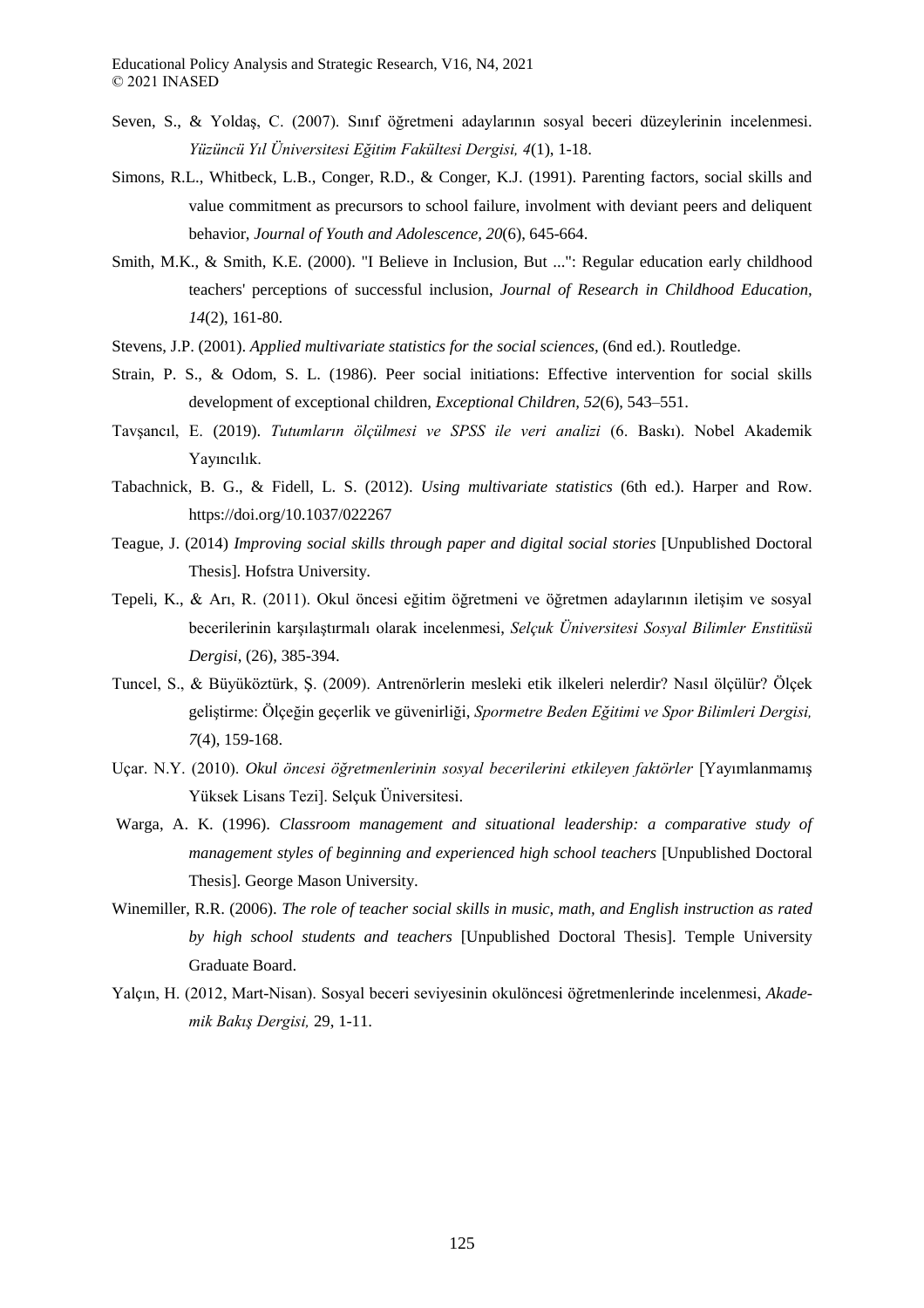Seven, S., & Yoldaş, C. (2007). Sınıf öğretmeni adaylarının sosyal beceri düzeylerinin incelenmesi. *Yüzüncü Yıl Üniversitesi Eğitim Fakültesi Dergisi, 4*(1), 1-18.

Simons, R.L., Whitbeck, L.B., Conger, R.D., & Conger, K.J. (1991). Parenting factors, social skills and value commitment as precursors to school failure, involment with deviant peers and deliquent behavior, *Journal of Youth and Adolescence, 20*(6), 645-664.

Smith, M.K., & Smith, K.E. (2000). "I Believe in Inclusion, But ...": Regular education early childhood teachers' perceptions of successful inclusion, *Journal of Research in Childhood Education, 14*(2), 161-80.

Stevens, J.P. (2001). *Applied multivariate statistics for the social sciences*, (6nd ed.). Routledge.

Strain, P. S., & Odom, S. L. (1986). Peer social initiations: Effective intervention for social skills development of exceptional children, *Exceptional Children, 52*(6), 543–551.

Tavşancıl, E. (2019). *Tutumların ölçülmesi ve SPSS ile veri analizi* (6. Baskı). Nobel Akademik Yayıncılık.

Tabachnick, B. G., & Fidell, L. S. (2012). *Using multivariate statistics* (6th ed.). Harper and Row. https://doi.org/10.1037/022267

Teague, J. (2014) *Improving social skills through paper and digital social stories* [Unpublished Doctoral Thesis]. Hofstra University.

Tepeli, K., & Arı, R. (2011). Okul öncesi eğitim öğretmeni ve öğretmen adaylarının iletişim ve sosyal becerilerinin karşılaştırmalı olarak incelenmesi, *Selçuk Üniversitesi Sosyal Bilimler Enstitüsü Dergisi*, (26), 385-394.

Tuncel, S., & Büyüköztürk, Ş. (2009). Antrenörlerin mesleki etik ilkeleri nelerdir? Nasıl ölçülür? Ölçek geliştirme: Ölçeğin geçerlik ve güvenirliği, *Spormetre Beden Eğitimi ve Spor Bilimleri Dergisi, 7*(4), 159-168.

Uçar. N.Y. (2010). *Okul öncesi öğretmenlerinin sosyal becerilerini etkileyen faktörler* [Yayımlanmamış Yüksek Lisans Tezi]. Selçuk Üniversitesi.

Warga, A. K. (1996). *Classroom management and situational leadership: a comparative study of management styles of beginning and experienced high school teachers* [Unpublished Doctoral Thesis]. George Mason University.

Winemiller, R.R. (2006). *The role of teacher social skills in music, math, and English instruction as rated by high school students and teachers* [Unpublished Doctoral Thesis]. Temple University Graduate Board.

Yalçın, H. (2012, Mart-Nisan). Sosyal beceri seviyesinin okulöncesi öğretmenlerinde incelenmesi, *Akademik Bakış Dergisi,* 29, 1-11.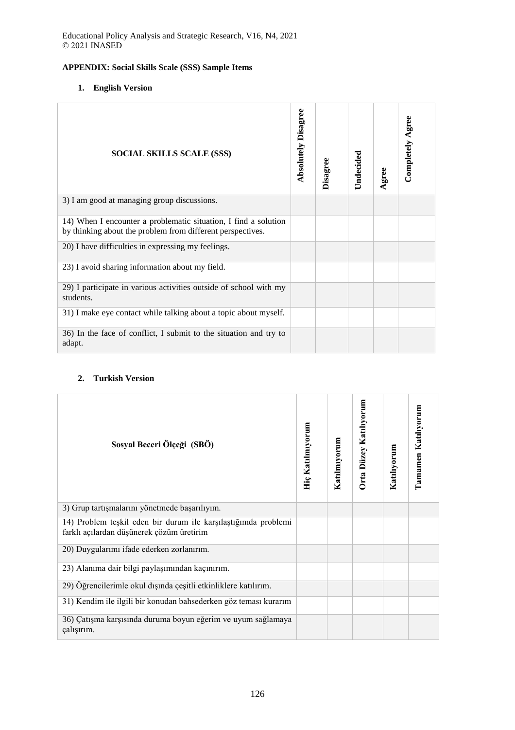**APPENDIX: Social Skills Scale (SSS) Sample Items**

1. **English Version**

| SOCIAL SKILLS SCALE (SSS) | Absolutely Disagree | Disagree | Undecided | Agree | Completely Agree |
|---|---|---|---|---|---|
| 3) I am good at managing group discussions. | | | | | |
| 14) When I encounter a problematic situation, I find a solution by thinking about the problem from different perspectives. | | | | | |
| 20) I have difficulties in expressing my feelings. | | | | | |
| 23) I avoid sharing information about my field. | | | | | |
| 29) I participate in various activities outside of school with my students. | | | | | |
| 31) I make eye contact while talking about a topic about myself. | | | | | |
| 36) In the face of conflict, I submit to the situation and try to adapt. | | | | | |

2. **Turkish Version**

| Sosyal Beceri Ölçeği (SBÖ) | Hiç Katılmıyorum | Katılmıyorum | Orta Düzey Katılıyorum | Katılıyorum | Tamamen Katılıyorum |
|---|---|---|---|---|---|
| 3) Grup tartışmalarını yönetmede başarılıyım. | | | | | |
| 14) Problem teşkil eden bir durum ile karşılaştığımda problemi farklı açılardan düşünerek çözüm üretirim | | | | | |
| 20) Duygularımı ifade ederken zorlanırım. | | | | | |
| 23) Alanıma dair bilgi paylaşımından kaçınırım. | | | | | |
| 29) Öğrencilerimle okul dışında çeşitli etkinliklere katılırım. | | | | | |
| 31) Kendim ile ilgili bir konudan bahsederken göz teması kurarım | | | | | |
| 36) Çatışma karşısında duruma boyun eğerim ve uyum sağlamaya çalışırım. | | | | | |